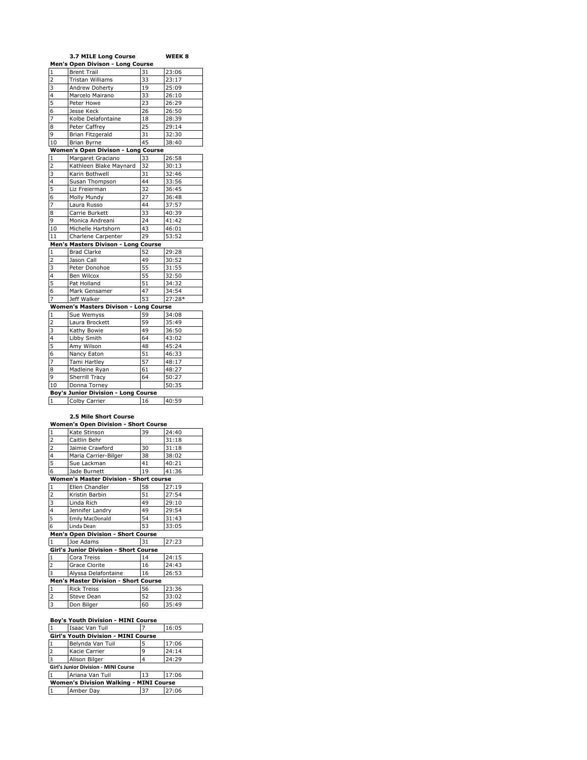**3.7 MILE Long Course** **WEEK 8**

**Men's Open Divison - Long Course**

| | | | |
|---|---|---|---|
| 1 | Brent Trail | 31 | 23:06 |
| 2 | Tristan Williams | 33 | 23:17 |
| 3 | Andrew Doherty | 19 | 25:09 |
| 4 | Marcelo Mairano | 33 | 26:10 |
| 5 | Peter Howe | 23 | 26:29 |
| 6 | Jesse Keck | 26 | 26:50 |
| 7 | Kolbe Delafontaine | 18 | 28:39 |
| 8 | Peter Caffrey | 25 | 29:14 |
| 9 | Brian Fitzgerald | 31 | 32:30 |
| 10 | Brian Byrne | 45 | 38:40 |

**Women's Open Divison - Long Course**

| | | | |
|---|---|---|---|
| 1 | Margaret Graciano | 33 | 26:58 |
| 2 | Kathleen Blake Maynard | 32 | 30:13 |
| 3 | Karin Bothwell | 31 | 32:46 |
| 4 | Susan Thompson | 44 | 33:56 |
| 5 | Liz Freierman | 32 | 36:45 |
| 6 | Molly Mundy | 27 | 36:48 |
| 7 | Laura Russo | 44 | 37:57 |
| 8 | Carrie Burkett | 33 | 40:39 |
| 9 | Monica Andreani | 24 | 41:42 |
| 10 | Michelle Hartshorn | 43 | 46:01 |
| 11 | Charlene Carpenter | 29 | 53:52 |

**Men's Masters Divison - Long Course**

| | | | |
|---|---|---|---|
| 1 | Brad Clarke | 52 | 29:28 |
| 2 | Jason Call | 49 | 30:52 |
| 3 | Peter Donohoe | 55 | 31:55 |
| 4 | Ben Wilcox | 55 | 32:50 |
| 5 | Pat Holland | 51 | 34:32 |
| 6 | Mark Gensamer | 47 | 34:54 |
| 7 | Jeff Walker | 53 | 27:28* |

**Women's Masters Divison - Long Course**

| | | | |
|---|---|---|---|
| 1 | Sue Wemyss | 59 | 34:08 |
| 2 | Laura Brockett | 59 | 35:49 |
| 3 | Kathy Bowie | 49 | 36:50 |
| 4 | Libby Smith | 64 | 43:02 |
| 5 | Amy Wilson | 48 | 45:24 |
| 6 | Nancy Eaton | 51 | 46:33 |
| 7 | Tami Hartley | 57 | 48:17 |
| 8 | Madleine Ryan | 61 | 48:27 |
| 9 | Sherrill Tracy | 64 | 50:27 |
| 10 | Donna Torney | | 50:35 |

**Boy's Junior Division - Long Course**

| | | | |
|---|---|---|---|
| 1 | Colby Carrier | 16 | 40:59 |

**2.5 Mile Short Course**

**Women's Open Division - Short Course**

| | | | |
|---|---|---|---|
| 1 | Kate Stinson | 39 | 24:40 |
| 2 | Caitlin Behr | | 31:18 |
| 2 | Jaimie Crawford | 30 | 31:18 |
| 4 | Maria Carrier-Bilger | 38 | 38:02 |
| 5 | Sue Lackman | 41 | 40:21 |
| 6 | Jade Burnett | 19 | 41:36 |

**Women's Master Division - Short course**

| | | | |
|---|---|---|---|
| 1 | Ellen Chandler | 58 | 27:19 |
| 2 | Kristin Barbin | 51 | 27:54 |
| 3 | Linda Rich | 49 | 29:10 |
| 4 | Jennifer Landry | 49 | 29:54 |
| 5 | Emily MacDonald | 54 | 31:43 |
| 6 | Linda Dean | 53 | 33:05 |

**Men's Open Division - Short Course**

| | | | |
|---|---|---|---|
| 1 | Joe Adams | 31 | 27:23 |

**Girl's Junior Division - Short Course**

| | | | |
|---|---|---|---|
| 1 | Cora Treiss | 14 | 24:15 |
| 2 | Grace Clorite | 16 | 24:43 |
| 3 | Alyssa Delafontaine | 16 | 26:53 |

**Men's Master Division - Short Course**

| | | | |
|---|---|---|---|
| 1 | Rick Treiss | 56 | 23:36 |
| 2 | Steve Dean | 52 | 33:02 |
| 3 | Don Bilger | 60 | 35:49 |

**Boy's Youth Division - MINI Course**

| | | | |
|---|---|---|---|
| 1 | Isaac Van Tuil | 7 | 16:05 |

**Girl's Youth Division - MINI Course**

| | | | |
|---|---|---|---|
| 1 | Belynda Van Tuil | 5 | 17:06 |
| 2 | Kacie Carrier | 9 | 24:14 |
| 3 | Alison Bilger | 4 | 24:29 |

**Girl's Junior Division - MINI Course**

| | | | |
|---|---|---|---|
| 1 | Ariana Van Tuil | 13 | 17:06 |

**Women's Division Walking - MINI Course**

| | | | |
|---|---|---|---|
| 1 | Amber Day | 37 | 27:06 |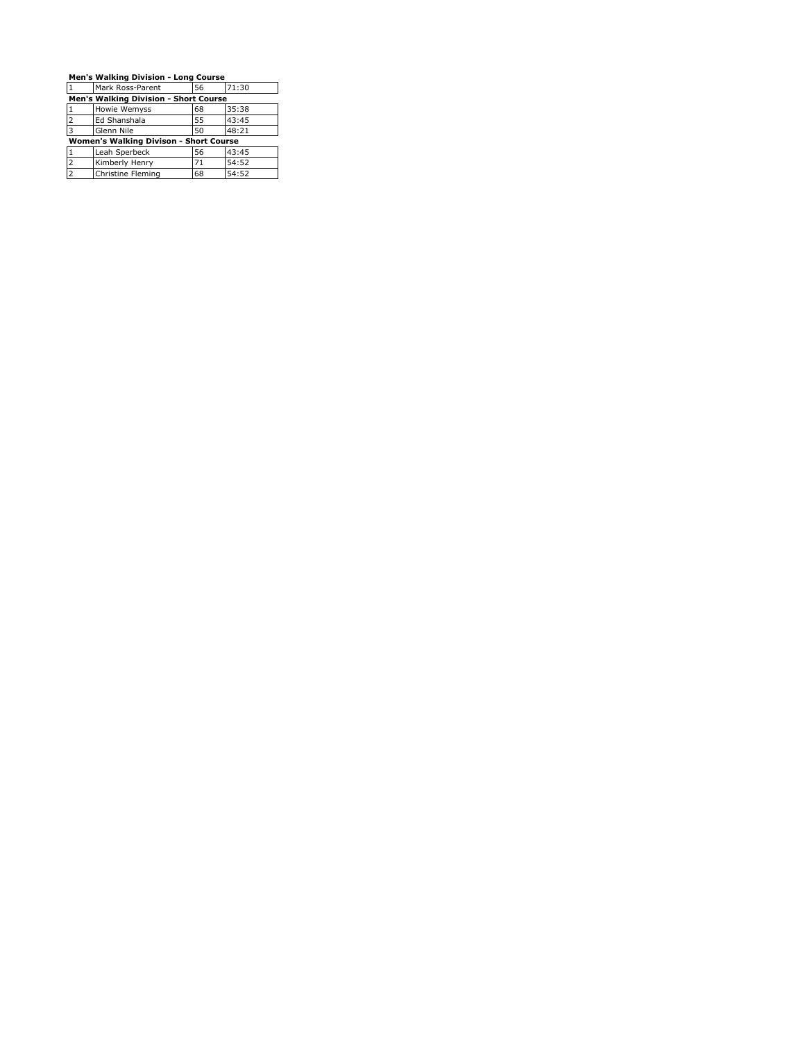**Men's Walking Division - Long Course**

| | | | |
|---|---|---|---|
| 1 | Mark Ross-Parent | 56 | 71:30 |

**Men's Walking Division - Short Course**

| | | | |
|---|---|---|---|
| 1 | Howie Wemyss | 68 | 35:38 |
| 2 | Ed Shanshala | 55 | 43:45 |
| 3 | Glenn Nile | 50 | 48:21 |

**Women's Walking Divison - Short Course**

| | | | |
|---|---|---|---|
| 1 | Leah Sperbeck | 56 | 43:45 |
| 2 | Kimberly Henry | 71 | 54:52 |
| 2 | Christine Fleming | 68 | 54:52 |